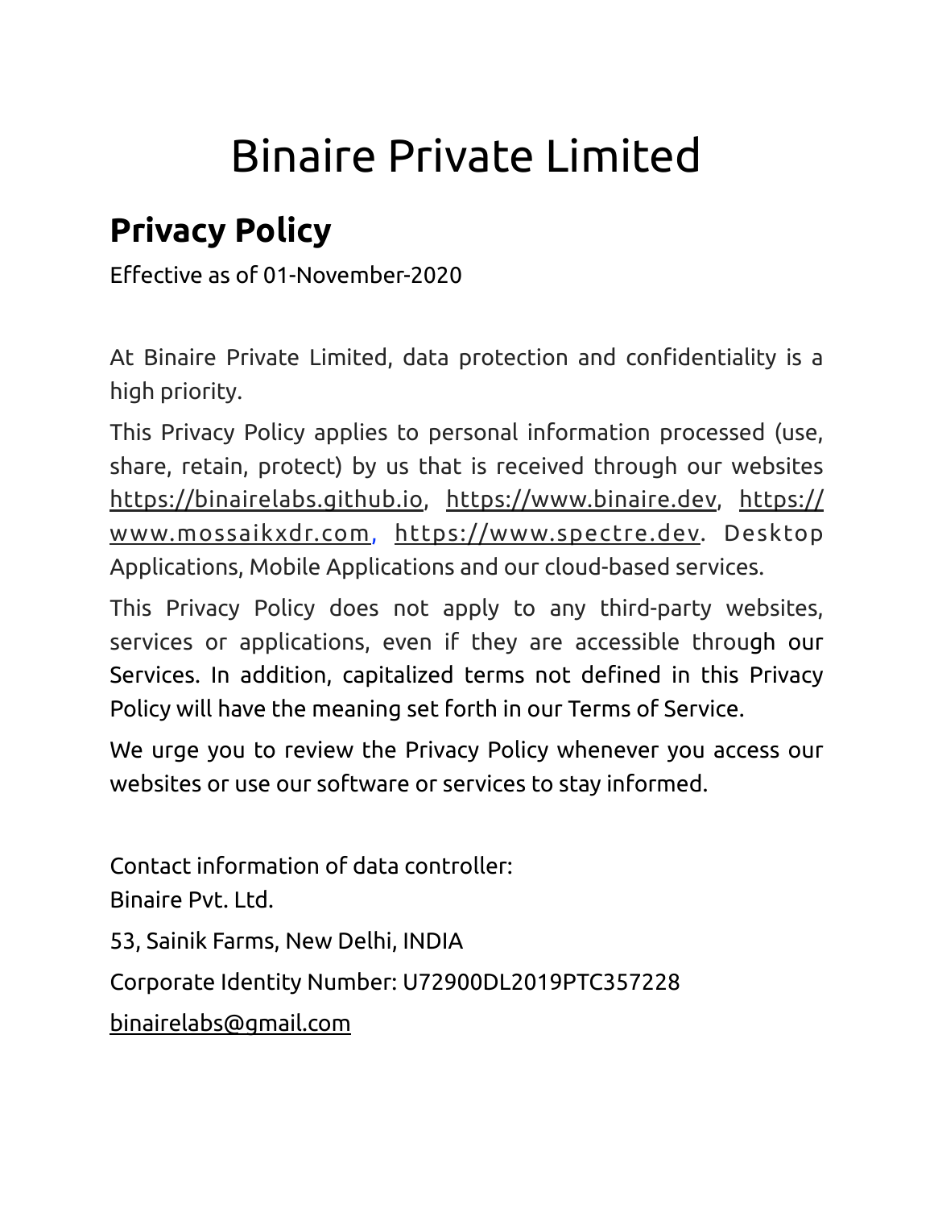# Binaire Private Limited

## Privacy Policy

Effective as of 01-November-2020

At Binaire Private Limited, data protection and confidentiality is a high priority.

This Privacy Policy applies to personal information processed (use, share, retain, protect) by us that is received through our websites https://binairelabs.github.io, https://www.binaire.dev, https://www.mossaikxdr.com, https://www.spectre.dev. Desktop Applications, Mobile Applications and our cloud-based services.

This Privacy Policy does not apply to any third-party websites, services or applications, even if they are accessible through our Services. In addition, capitalized terms not defined in this Privacy Policy will have the meaning set forth in our Terms of Service.

We urge you to review the Privacy Policy whenever you access our websites or use our software or services to stay informed.

Contact information of data controller:

Binaire Pvt. Ltd.

53, Sainik Farms, New Delhi, INDIA

Corporate Identity Number: U72900DL2019PTC357228

binairelabs@gmail.com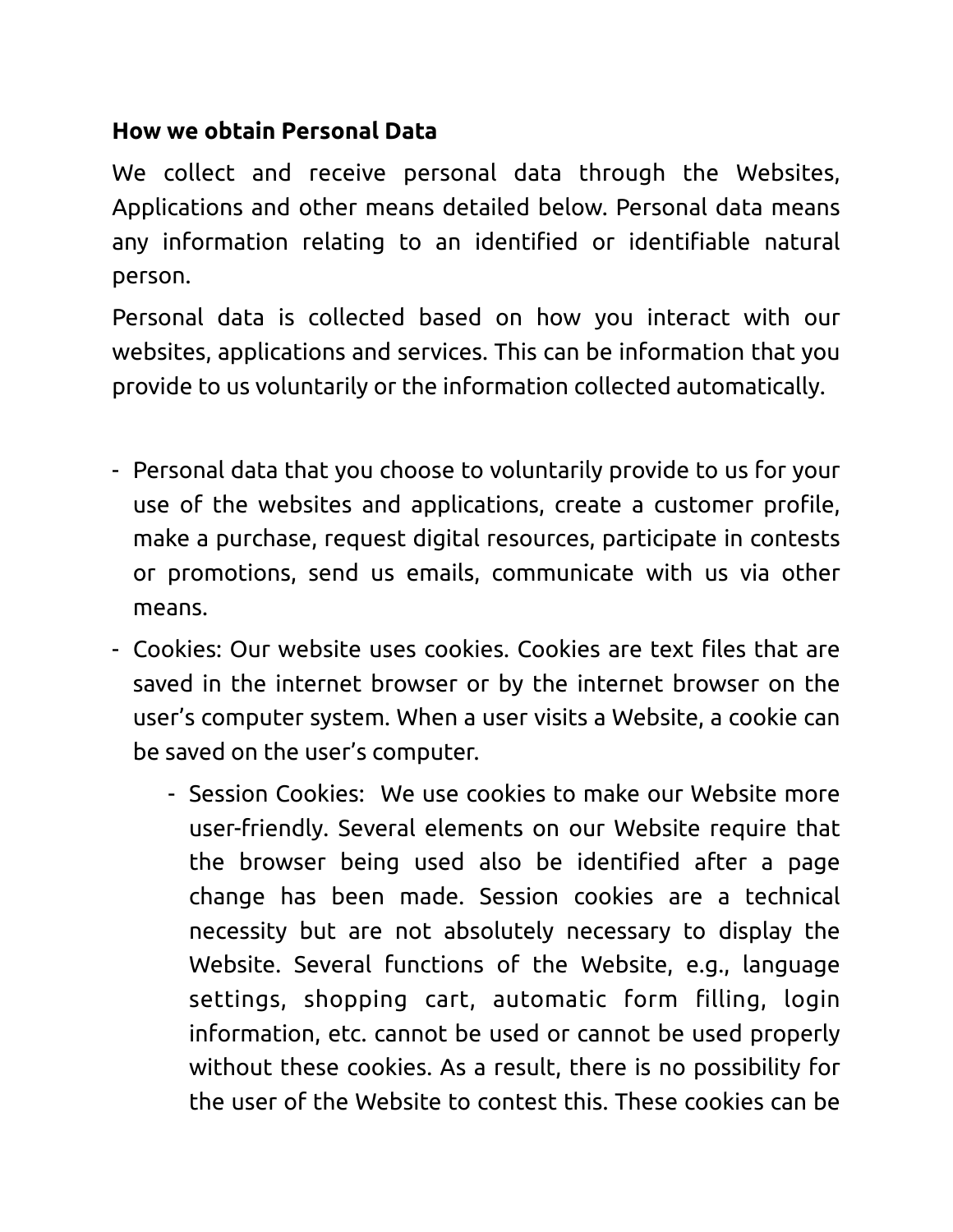**How we obtain Personal Data**

We collect and receive personal data through the Websites, Applications and other means detailed below. Personal data means any information relating to an identified or identifiable natural person.

Personal data is collected based on how you interact with our websites, applications and services. This can be information that you provide to us voluntarily or the information collected automatically.

- Personal data that you choose to voluntarily provide to us for your use of the websites and applications, create a customer profile, make a purchase, request digital resources, participate in contests or promotions, send us emails, communicate with us via other means.
- Cookies: Our website uses cookies. Cookies are text files that are saved in the internet browser or by the internet browser on the user's computer system. When a user visits a Website, a cookie can be saved on the user's computer.
    - Session Cookies: We use cookies to make our Website more user-friendly. Several elements on our Website require that the browser being used also be identified after a page change has been made. Session cookies are a technical necessity but are not absolutely necessary to display the Website. Several functions of the Website, e.g., language settings, shopping cart, automatic form filling, login information, etc. cannot be used or cannot be used properly without these cookies. As a result, there is no possibility for the user of the Website to contest this. These cookies can be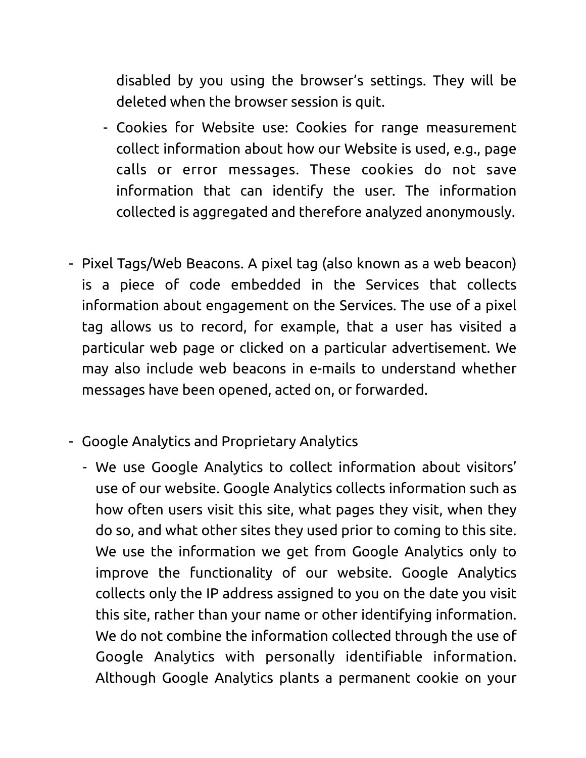disabled by you using the browser's settings. They will be deleted when the browser session is quit.

  - Cookies for Website use: Cookies for range measurement collect information about how our Website is used, e.g., page calls or error messages. These cookies do not save information that can identify the user. The information collected is aggregated and therefore analyzed anonymously.

- Pixel Tags/Web Beacons. A pixel tag (also known as a web beacon) is a piece of code embedded in the Services that collects information about engagement on the Services. The use of a pixel tag allows us to record, for example, that a user has visited a particular web page or clicked on a particular advertisement. We may also include web beacons in e-mails to understand whether messages have been opened, acted on, or forwarded.

- Google Analytics and Proprietary Analytics
  - We use Google Analytics to collect information about visitors' use of our website. Google Analytics collects information such as how often users visit this site, what pages they visit, when they do so, and what other sites they used prior to coming to this site. We use the information we get from Google Analytics only to improve the functionality of our website. Google Analytics collects only the IP address assigned to you on the date you visit this site, rather than your name or other identifying information. We do not combine the information collected through the use of Google Analytics with personally identifiable information. Although Google Analytics plants a permanent cookie on your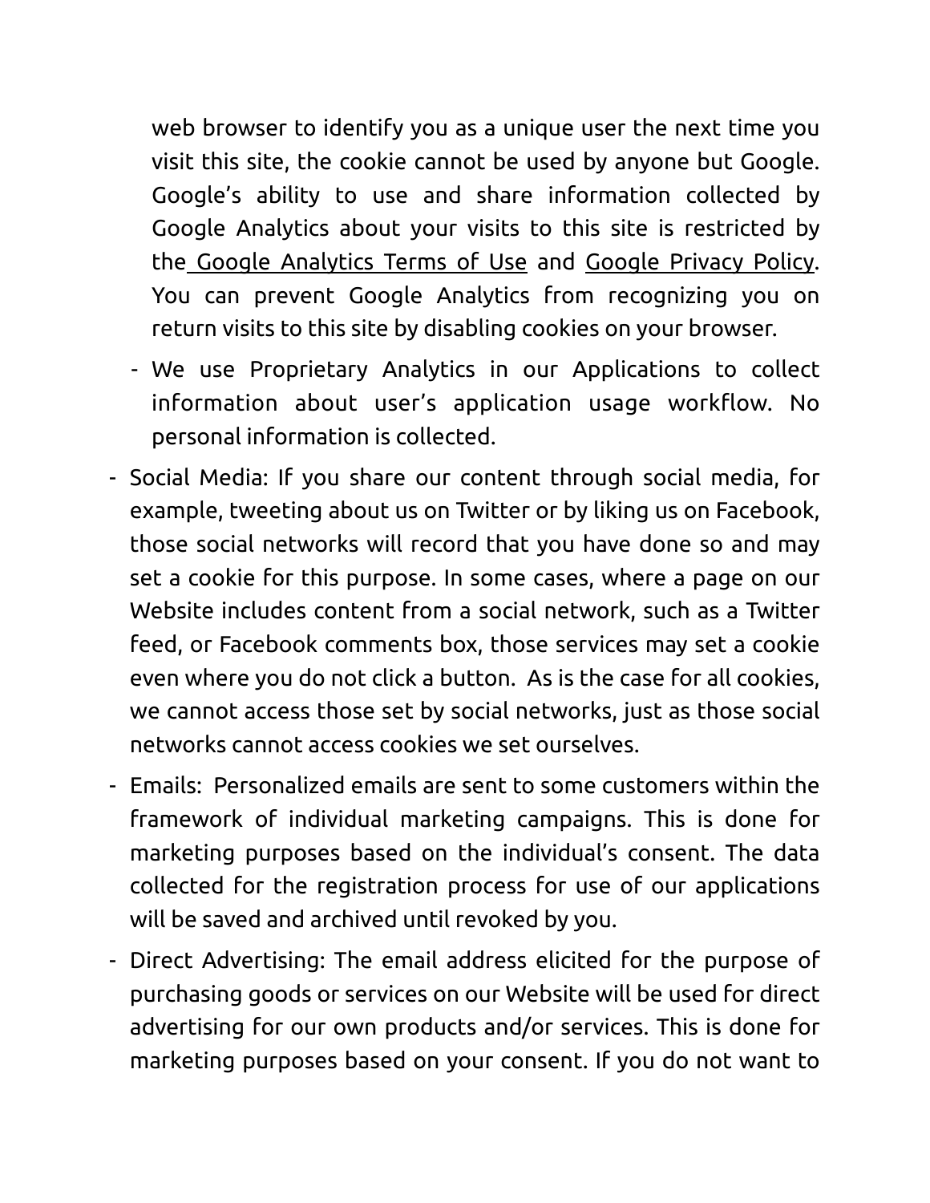web browser to identify you as a unique user the next time you visit this site, the cookie cannot be used by anyone but Google. Google's ability to use and share information collected by Google Analytics about your visits to this site is restricted by the Google Analytics Terms of Use and Google Privacy Policy. You can prevent Google Analytics from recognizing you on return visits to this site by disabling cookies on your browser.

  - We use Proprietary Analytics in our Applications to collect information about user's application usage workflow. No personal information is collected.

- Social Media: If you share our content through social media, for example, tweeting about us on Twitter or by liking us on Facebook, those social networks will record that you have done so and may set a cookie for this purpose. In some cases, where a page on our Website includes content from a social network, such as a Twitter feed, or Facebook comments box, those services may set a cookie even where you do not click a button. As is the case for all cookies, we cannot access those set by social networks, just as those social networks cannot access cookies we set ourselves.
- Emails: Personalized emails are sent to some customers within the framework of individual marketing campaigns. This is done for marketing purposes based on the individual's consent. The data collected for the registration process for use of our applications will be saved and archived until revoked by you.
- Direct Advertising: The email address elicited for the purpose of purchasing goods or services on our Website will be used for direct advertising for our own products and/or services. This is done for marketing purposes based on your consent. If you do not want to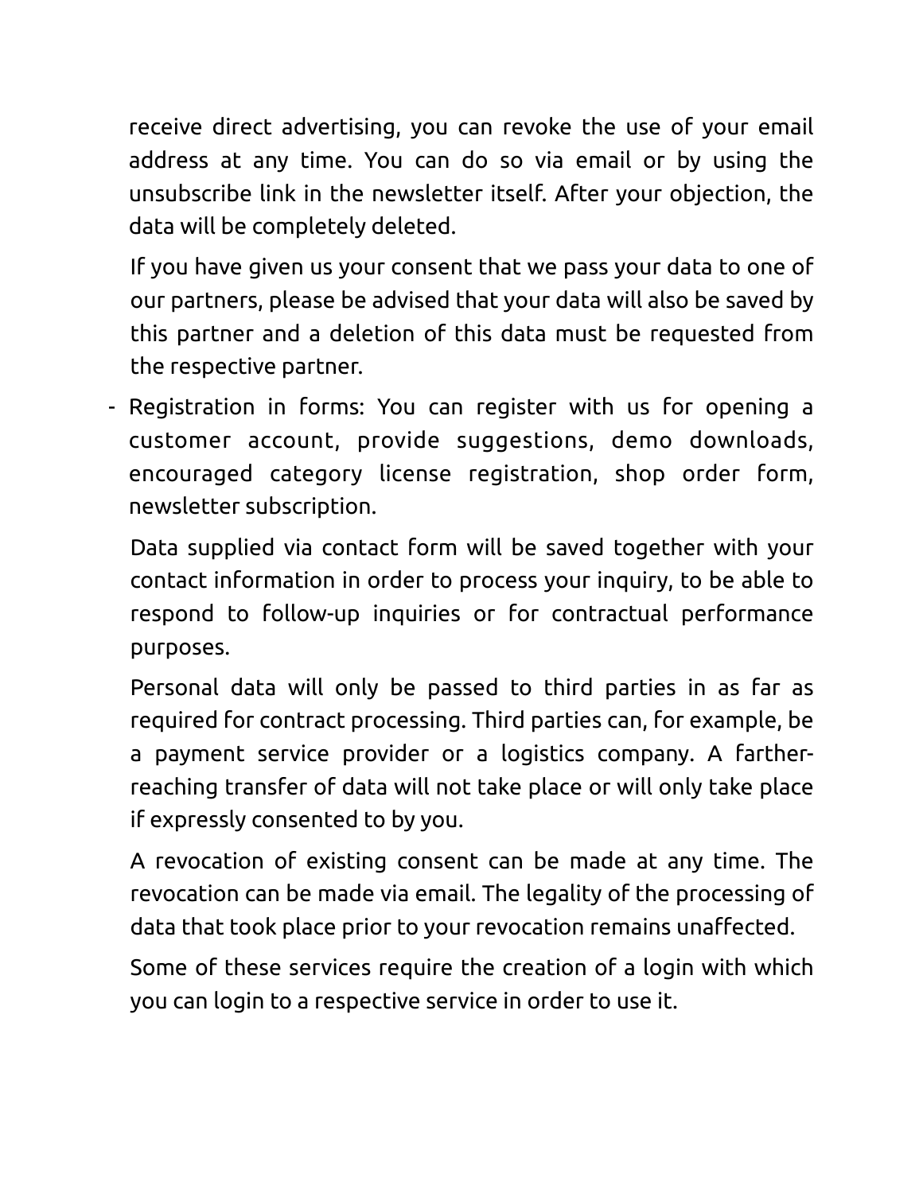receive direct advertising, you can revoke the use of your email address at any time. You can do so via email or by using the unsubscribe link in the newsletter itself. After your objection, the data will be completely deleted.

If you have given us your consent that we pass your data to one of our partners, please be advised that your data will also be saved by this partner and a deletion of this data must be requested from the respective partner.

- Registration in forms: You can register with us for opening a customer account, provide suggestions, demo downloads, encouraged category license registration, shop order form, newsletter subscription.

  Data supplied via contact form will be saved together with your contact information in order to process your inquiry, to be able to respond to follow-up inquiries or for contractual performance purposes.

  Personal data will only be passed to third parties in as far as required for contract processing. Third parties can, for example, be a payment service provider or a logistics company. A farther-reaching transfer of data will not take place or will only take place if expressly consented to by you.

  A revocation of existing consent can be made at any time. The revocation can be made via email. The legality of the processing of data that took place prior to your revocation remains unaffected.

  Some of these services require the creation of a login with which you can login to a respective service in order to use it.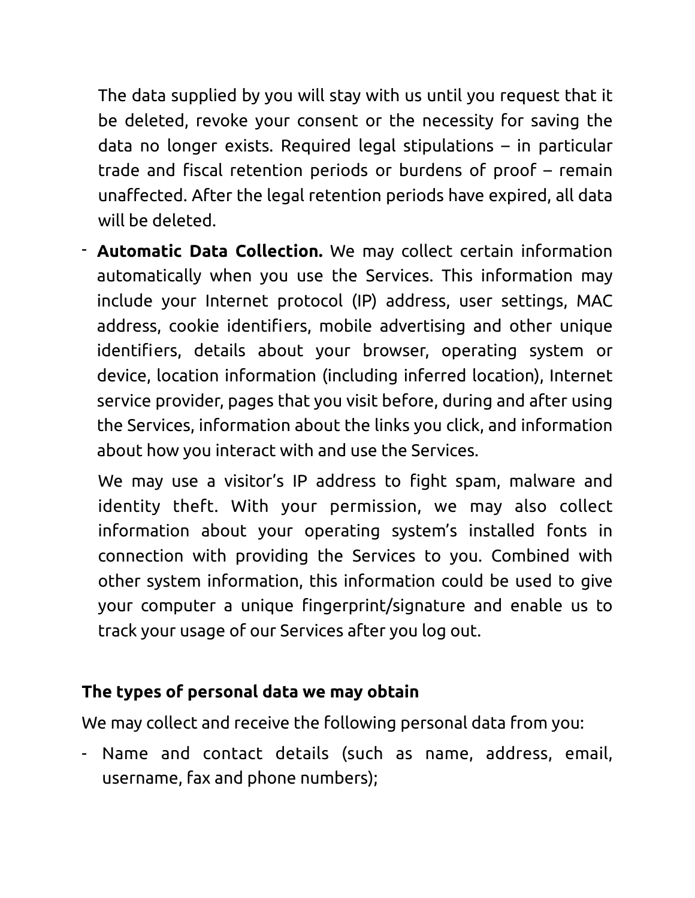The data supplied by you will stay with us until you request that it be deleted, revoke your consent or the necessity for saving the data no longer exists. Required legal stipulations – in particular trade and fiscal retention periods or burdens of proof – remain unaffected. After the legal retention periods have expired, all data will be deleted.

- **Automatic Data Collection.** We may collect certain information automatically when you use the Services. This information may include your Internet protocol (IP) address, user settings, MAC address, cookie identifiers, mobile advertising and other unique identifiers, details about your browser, operating system or device, location information (including inferred location), Internet service provider, pages that you visit before, during and after using the Services, information about the links you click, and information about how you interact with and use the Services.

  We may use a visitor's IP address to fight spam, malware and identity theft. With your permission, we may also collect information about your operating system's installed fonts in connection with providing the Services to you. Combined with other system information, this information could be used to give your computer a unique fingerprint/signature and enable us to track your usage of our Services after you log out.

**The types of personal data we may obtain**

We may collect and receive the following personal data from you:

- Name and contact details (such as name, address, email, username, fax and phone numbers);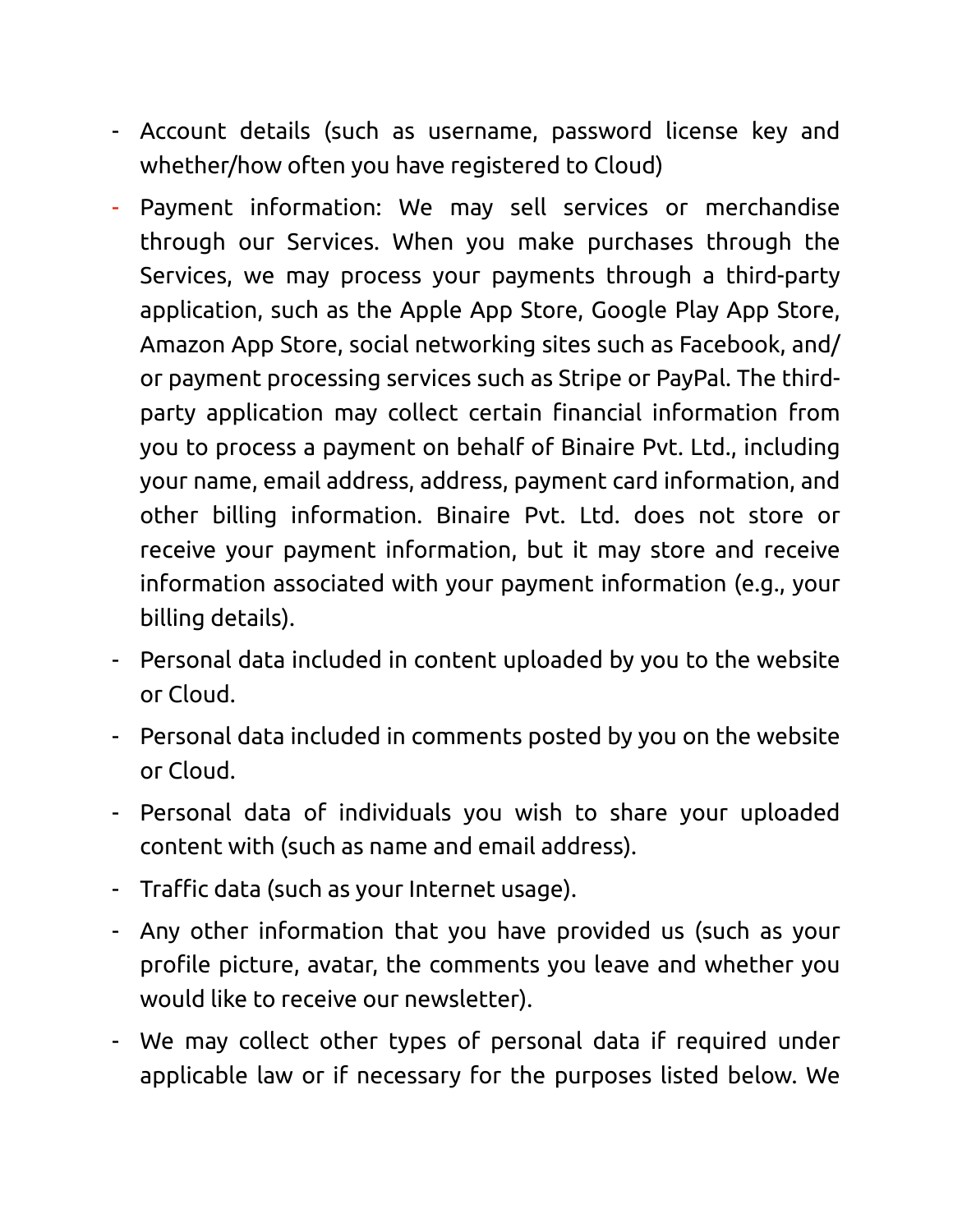- Account details (such as username, password license key and whether/how often you have registered to Cloud)
- Payment information: We may sell services or merchandise through our Services. When you make purchases through the Services, we may process your payments through a third-party application, such as the Apple App Store, Google Play App Store, Amazon App Store, social networking sites such as Facebook, and/or payment processing services such as Stripe or PayPal. The third-party application may collect certain financial information from you to process a payment on behalf of Binaire Pvt. Ltd., including your name, email address, address, payment card information, and other billing information. Binaire Pvt. Ltd. does not store or receive your payment information, but it may store and receive information associated with your payment information (e.g., your billing details).
- Personal data included in content uploaded by you to the website or Cloud.
- Personal data included in comments posted by you on the website or Cloud.
- Personal data of individuals you wish to share your uploaded content with (such as name and email address).
- Traffic data (such as your Internet usage).
- Any other information that you have provided us (such as your profile picture, avatar, the comments you leave and whether you would like to receive our newsletter).
- We may collect other types of personal data if required under applicable law or if necessary for the purposes listed below. We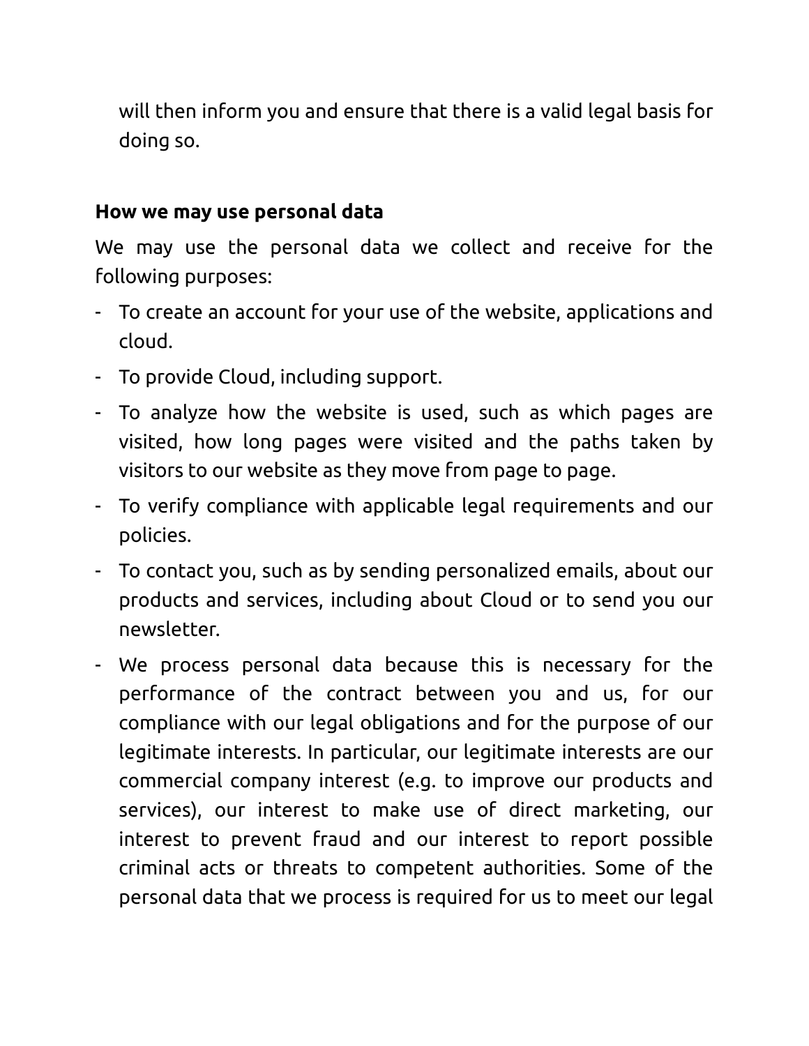will then inform you and ensure that there is a valid legal basis for doing so.

**How we may use personal data**

We may use the personal data we collect and receive for the following purposes:

- To create an account for your use of the website, applications and cloud.
- To provide Cloud, including support.
- To analyze how the website is used, such as which pages are visited, how long pages were visited and the paths taken by visitors to our website as they move from page to page.
- To verify compliance with applicable legal requirements and our policies.
- To contact you, such as by sending personalized emails, about our products and services, including about Cloud or to send you our newsletter.
- We process personal data because this is necessary for the performance of the contract between you and us, for our compliance with our legal obligations and for the purpose of our legitimate interests. In particular, our legitimate interests are our commercial company interest (e.g. to improve our products and services), our interest to make use of direct marketing, our interest to prevent fraud and our interest to report possible criminal acts or threats to competent authorities. Some of the personal data that we process is required for us to meet our legal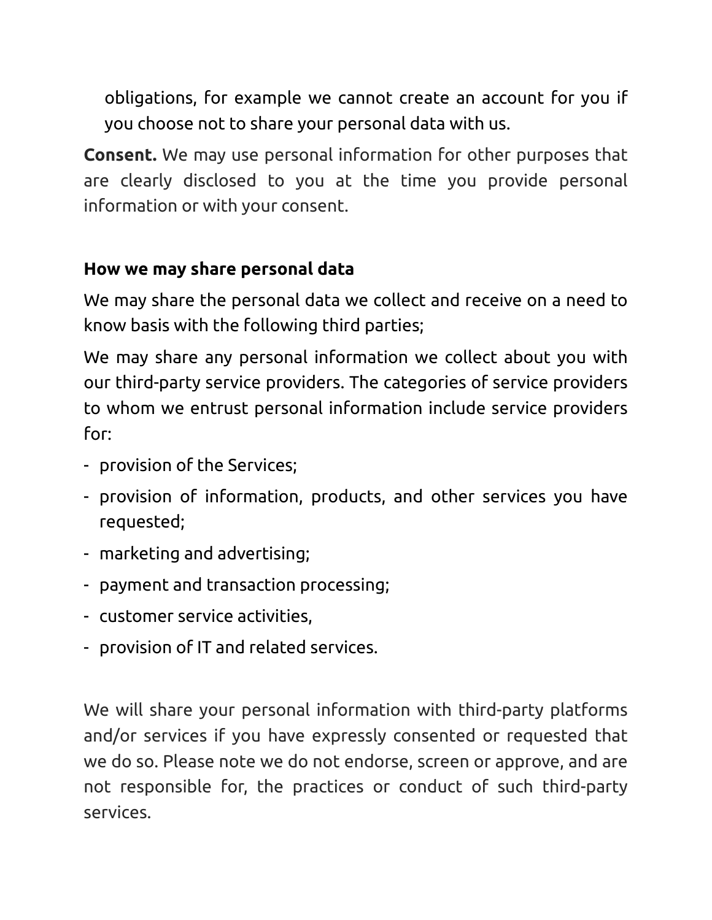obligations, for example we cannot create an account for you if you choose not to share your personal data with us.

**Consent.** We may use personal information for other purposes that are clearly disclosed to you at the time you provide personal information or with your consent.

**How we may share personal data**

We may share the personal data we collect and receive on a need to know basis with the following third parties;

We may share any personal information we collect about you with our third-party service providers. The categories of service providers to whom we entrust personal information include service providers for:

- provision of the Services;
- provision of information, products, and other services you have requested;
- marketing and advertising;
- payment and transaction processing;
- customer service activities,
- provision of IT and related services.

We will share your personal information with third-party platforms and/or services if you have expressly consented or requested that we do so. Please note we do not endorse, screen or approve, and are not responsible for, the practices or conduct of such third-party services.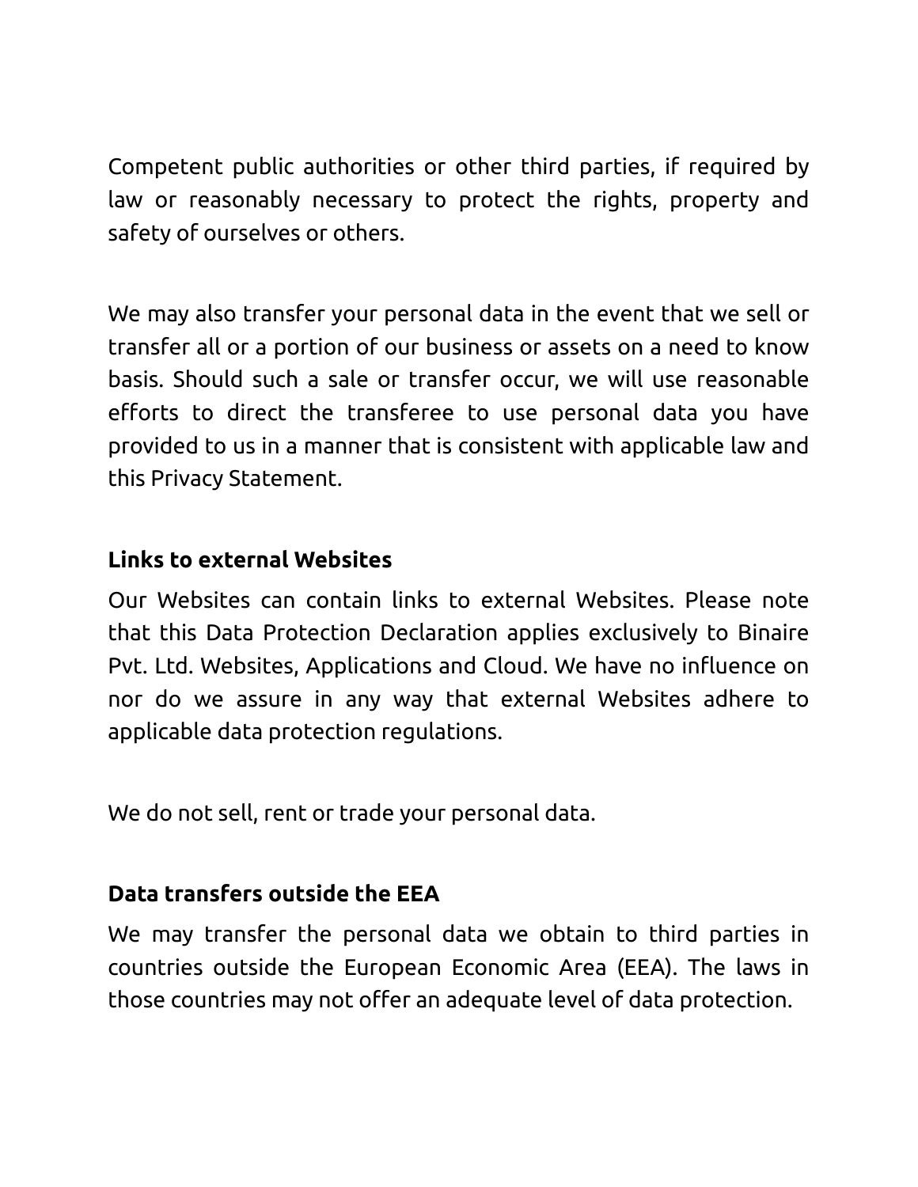Competent public authorities or other third parties, if required by law or reasonably necessary to protect the rights, property and safety of ourselves or others.

We may also transfer your personal data in the event that we sell or transfer all or a portion of our business or assets on a need to know basis. Should such a sale or transfer occur, we will use reasonable efforts to direct the transferee to use personal data you have provided to us in a manner that is consistent with applicable law and this Privacy Statement.

**Links to external Websites**

Our Websites can contain links to external Websites. Please note that this Data Protection Declaration applies exclusively to Binaire Pvt. Ltd. Websites, Applications and Cloud. We have no influence on nor do we assure in any way that external Websites adhere to applicable data protection regulations.

We do not sell, rent or trade your personal data.

**Data transfers outside the EEA**

We may transfer the personal data we obtain to third parties in countries outside the European Economic Area (EEA). The laws in those countries may not offer an adequate level of data protection.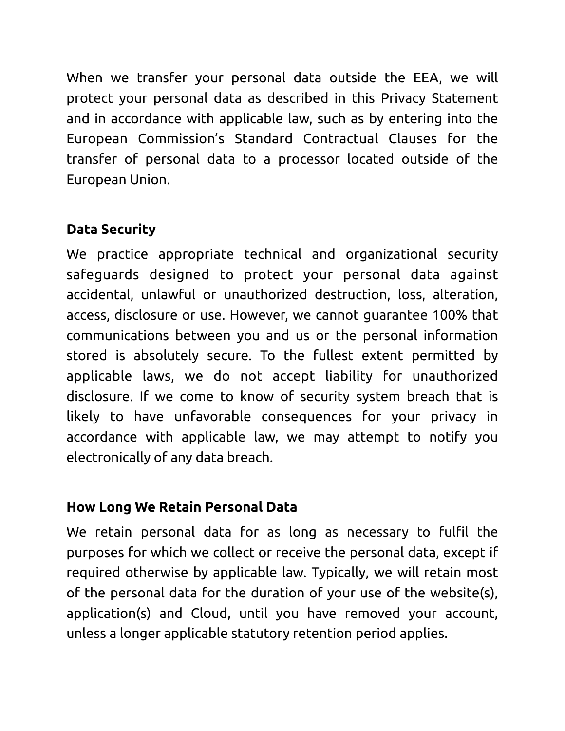When we transfer your personal data outside the EEA, we will protect your personal data as described in this Privacy Statement and in accordance with applicable law, such as by entering into the European Commission's Standard Contractual Clauses for the transfer of personal data to a processor located outside of the European Union.

**Data Security**

We practice appropriate technical and organizational security safeguards designed to protect your personal data against accidental, unlawful or unauthorized destruction, loss, alteration, access, disclosure or use. However, we cannot guarantee 100% that communications between you and us or the personal information stored is absolutely secure. To the fullest extent permitted by applicable laws, we do not accept liability for unauthorized disclosure. If we come to know of security system breach that is likely to have unfavorable consequences for your privacy in accordance with applicable law, we may attempt to notify you electronically of any data breach.

**How Long We Retain Personal Data**

We retain personal data for as long as necessary to fulfil the purposes for which we collect or receive the personal data, except if required otherwise by applicable law. Typically, we will retain most of the personal data for the duration of your use of the website(s), application(s) and Cloud, until you have removed your account, unless a longer applicable statutory retention period applies.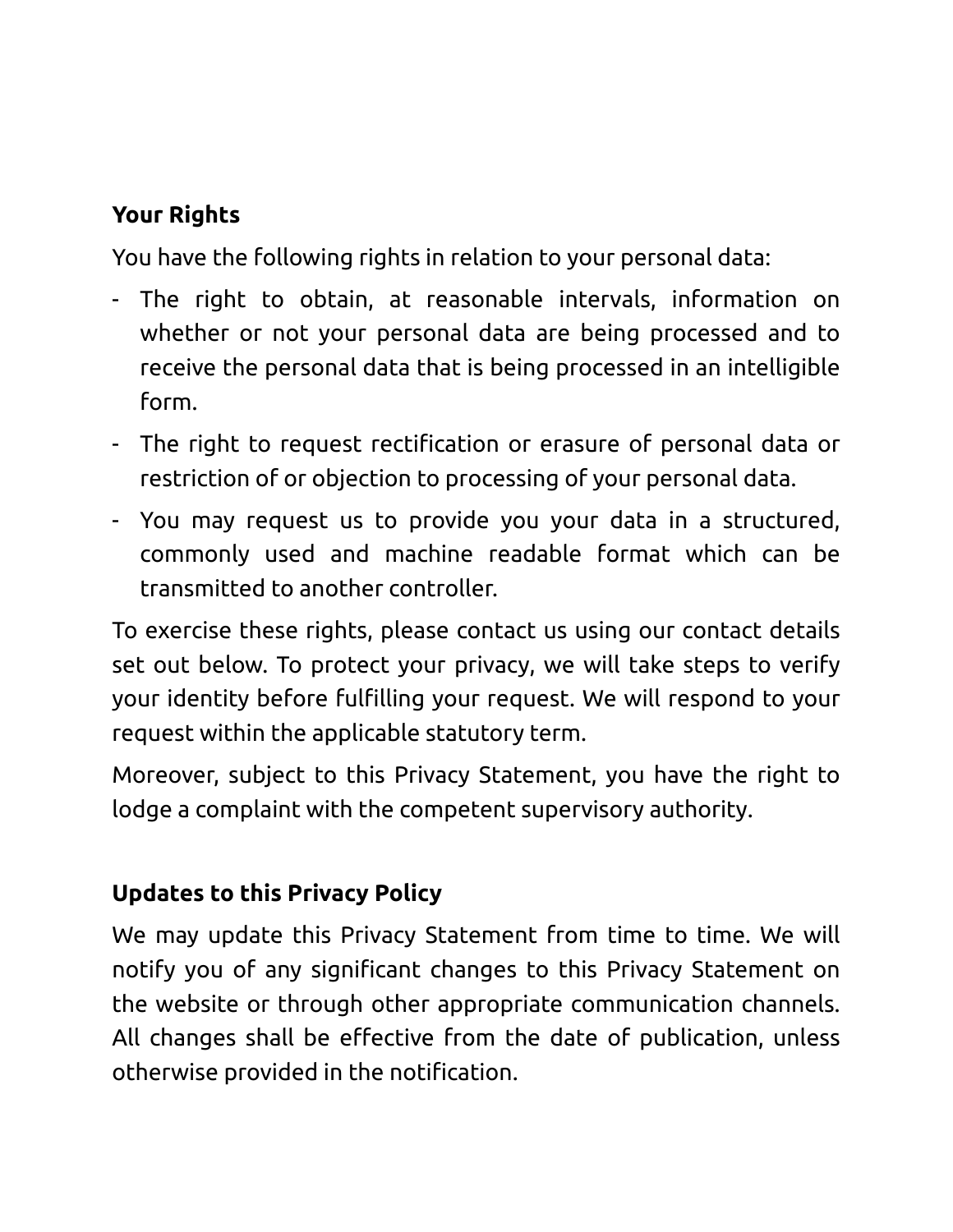**Your Rights**

You have the following rights in relation to your personal data:

- The right to obtain, at reasonable intervals, information on whether or not your personal data are being processed and to receive the personal data that is being processed in an intelligible form.
- The right to request rectification or erasure of personal data or restriction of or objection to processing of your personal data.
- You may request us to provide you your data in a structured, commonly used and machine readable format which can be transmitted to another controller.

To exercise these rights, please contact us using our contact details set out below. To protect your privacy, we will take steps to verify your identity before fulfilling your request. We will respond to your request within the applicable statutory term.

Moreover, subject to this Privacy Statement, you have the right to lodge a complaint with the competent supervisory authority.

**Updates to this Privacy Policy**

We may update this Privacy Statement from time to time. We will notify you of any significant changes to this Privacy Statement on the website or through other appropriate communication channels. All changes shall be effective from the date of publication, unless otherwise provided in the notification.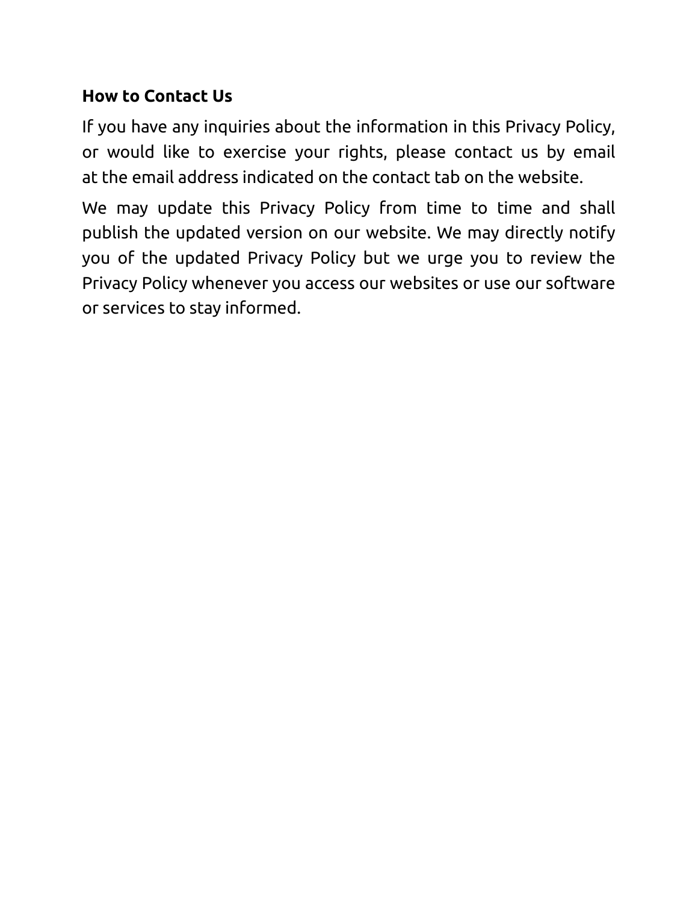**How to Contact Us**

If you have any inquiries about the information in this Privacy Policy, or would like to exercise your rights, please contact us by email at the email address indicated on the contact tab on the website.

We may update this Privacy Policy from time to time and shall publish the updated version on our website. We may directly notify you of the updated Privacy Policy but we urge you to review the Privacy Policy whenever you access our websites or use our software or services to stay informed.